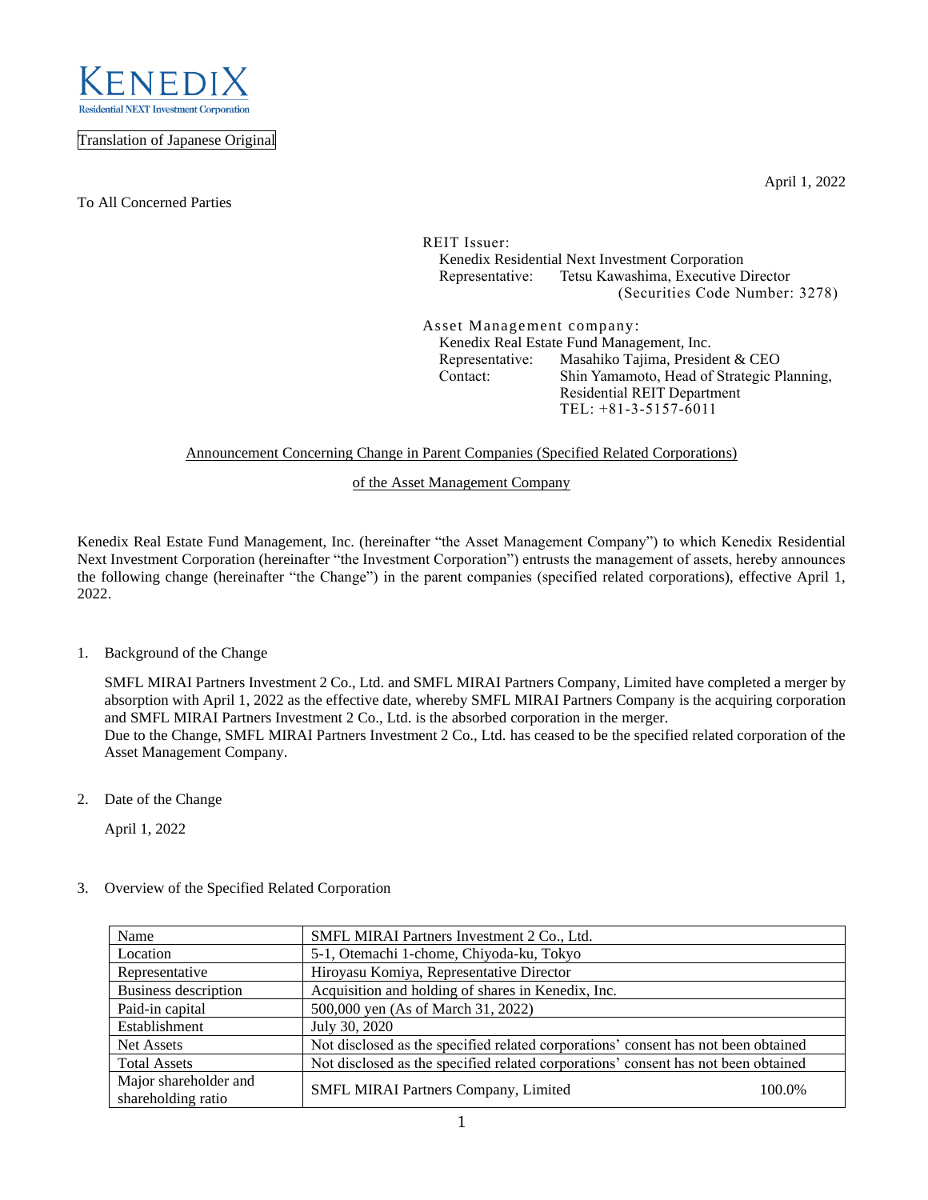KENEDIX
Residential NEXT Investment Corporation

Translation of Japanese Original

April 1, 2022

To All Concerned Parties

REIT Issuer:
Kenedix Residential Next Investment Corporation
Representative: Tetsu Kawashima, Executive Director
(Securities Code Number: 3278)

Asset Management company:
Kenedix Real Estate Fund Management, Inc.
Representative: Masahiko Tajima, President & CEO
Contact: Shin Yamamoto, Head of Strategic Planning, Residential REIT Department
TEL: +81-3-5157-6011

## Announcement Concerning Change in Parent Companies (Specified Related Corporations) of the Asset Management Company

Kenedix Real Estate Fund Management, Inc. (hereinafter "the Asset Management Company") to which Kenedix Residential Next Investment Corporation (hereinafter "the Investment Corporation") entrusts the management of assets, hereby announces the following change (hereinafter "the Change") in the parent companies (specified related corporations), effective April 1, 2022.

1. Background of the Change

   SMFL MIRAI Partners Investment 2 Co., Ltd. and SMFL MIRAI Partners Company, Limited have completed a merger by absorption with April 1, 2022 as the effective date, whereby SMFL MIRAI Partners Company is the acquiring corporation and SMFL MIRAI Partners Investment 2 Co., Ltd. is the absorbed corporation in the merger.
   Due to the Change, SMFL MIRAI Partners Investment 2 Co., Ltd. has ceased to be the specified related corporation of the Asset Management Company.

2. Date of the Change

   April 1, 2022

3. Overview of the Specified Related Corporation

| Name | SMFL MIRAI Partners Investment 2 Co., Ltd. |
|---|---|
| Location | 5-1, Otemachi 1-chome, Chiyoda-ku, Tokyo |
| Representative | Hiroyasu Komiya, Representative Director |
| Business description | Acquisition and holding of shares in Kenedix, Inc. |
| Paid-in capital | 500,000 yen (As of March 31, 2022) |
| Establishment | July 30, 2020 |
| Net Assets | Not disclosed as the specified related corporations' consent has not been obtained |
| Total Assets | Not disclosed as the specified related corporations' consent has not been obtained |
| Major shareholder and shareholding ratio | SMFL MIRAI Partners Company, Limited 100.0% |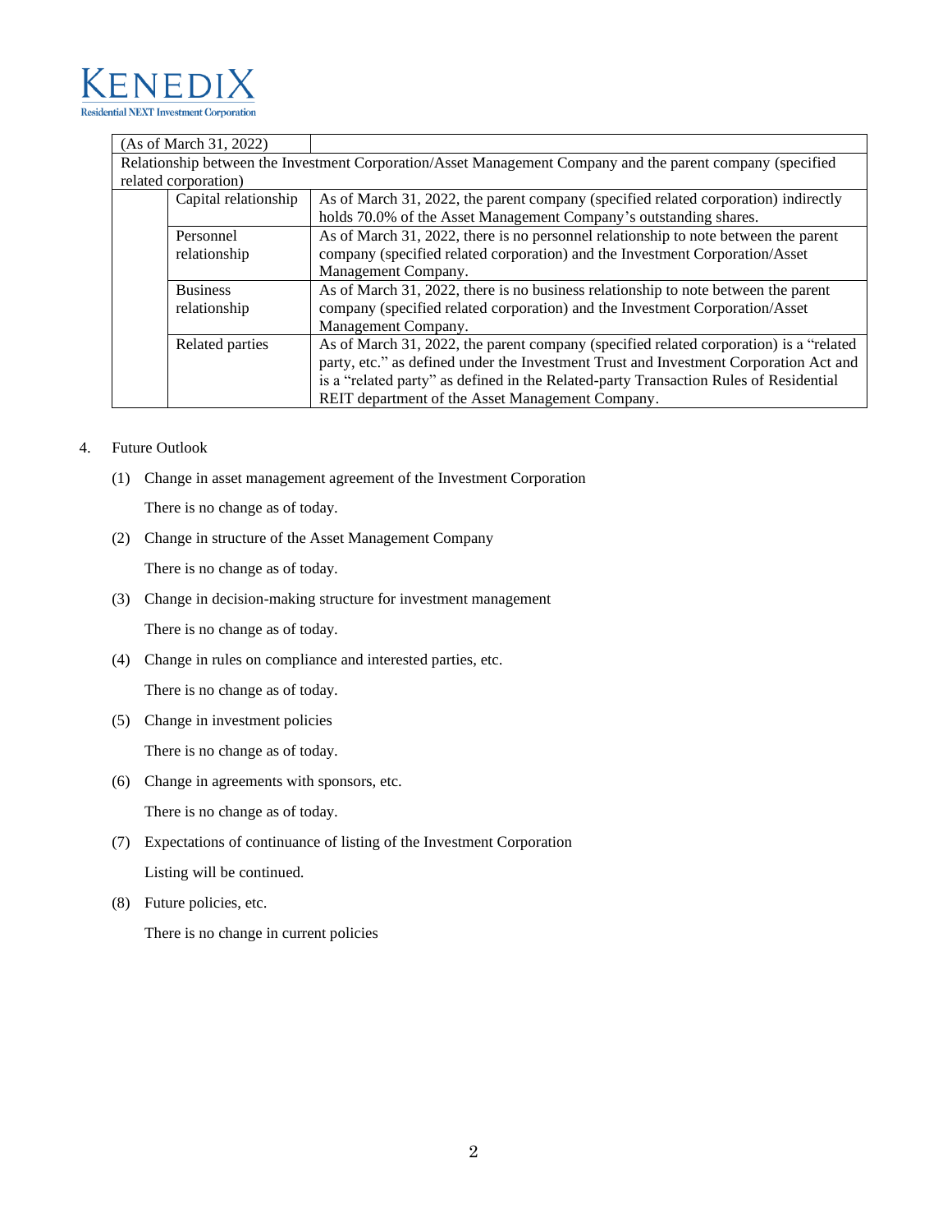| (As of March 31, 2022) | | |
|---|---|---|
| Relationship between the Investment Corporation/Asset Management Company and the parent company (specified related corporation) | | |
| | Capital relationship | As of March 31, 2022, the parent company (specified related corporation) indirectly holds 70.0% of the Asset Management Company's outstanding shares. |
| | Personnel relationship | As of March 31, 2022, there is no personnel relationship to note between the parent company (specified related corporation) and the Investment Corporation/Asset Management Company. |
| | Business relationship | As of March 31, 2022, there is no business relationship to note between the parent company (specified related corporation) and the Investment Corporation/Asset Management Company. |
| | Related parties | As of March 31, 2022, the parent company (specified related corporation) is a "related party, etc." as defined under the Investment Trust and Investment Corporation Act and is a "related party" as defined in the Related-party Transaction Rules of Residential REIT department of the Asset Management Company. |

4. Future Outlook

(1) Change in asset management agreement of the Investment Corporation

There is no change as of today.

(2) Change in structure of the Asset Management Company

There is no change as of today.

(3) Change in decision-making structure for investment management

There is no change as of today.

(4) Change in rules on compliance and interested parties, etc.

There is no change as of today.

(5) Change in investment policies

There is no change as of today.

(6) Change in agreements with sponsors, etc.

There is no change as of today.

(7) Expectations of continuance of listing of the Investment Corporation

Listing will be continued.

(8) Future policies, etc.

There is no change in current policies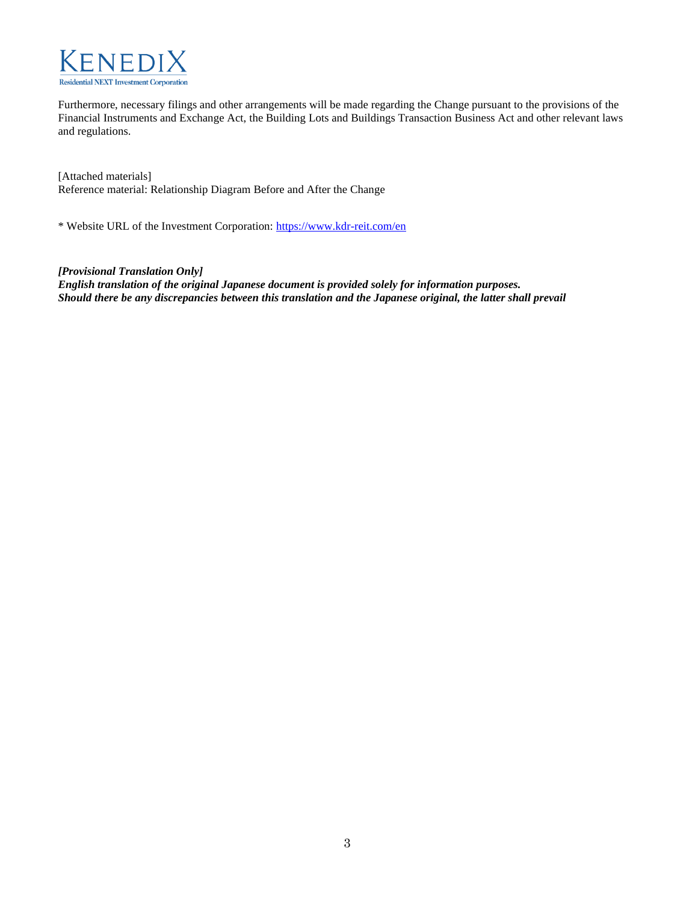Furthermore, necessary filings and other arrangements will be made regarding the Change pursuant to the provisions of the Financial Instruments and Exchange Act, the Building Lots and Buildings Transaction Business Act and other relevant laws and regulations.

[Attached materials]
Reference material: Relationship Diagram Before and After the Change

* Website URL of the Investment Corporation: https://www.kdr-reit.com/en

***[Provisional Translation Only]***
***English translation of the original Japanese document is provided solely for information purposes.***
***Should there be any discrepancies between this translation and the Japanese original, the latter shall prevail***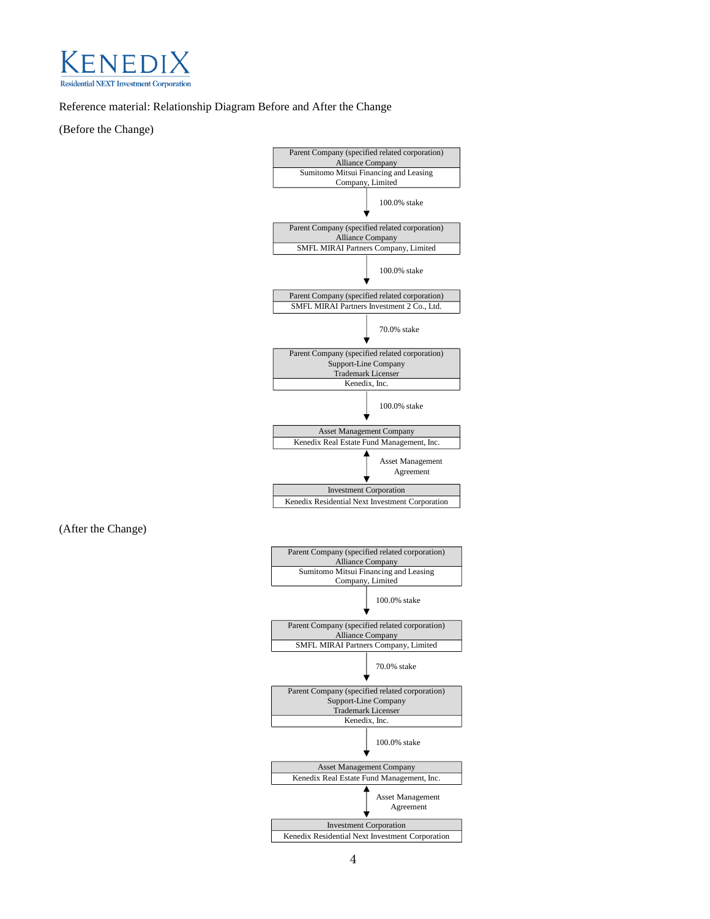Reference material: Relationship Diagram Before and After the Change

(Before the Change)

Parent Company (specified related corporation)
Alliance Company
Sumitomo Mitsui Financing and Leasing Company, Limited

↓ 100.0% stake

Parent Company (specified related corporation)
Alliance Company
SMFL MIRAI Partners Company, Limited

↓ 100.0% stake

Parent Company (specified related corporation)
SMFL MIRAI Partners Investment 2 Co., Ltd.

↓ 70.0% stake

Parent Company (specified related corporation)
Support-Line Company
Trademark Licenser
Kenedix, Inc.

↓ 100.0% stake

Asset Management Company
Kenedix Real Estate Fund Management, Inc.

↕ Asset Management Agreement

Investment Corporation
Kenedix Residential Next Investment Corporation

(After the Change)

Parent Company (specified related corporation)
Alliance Company
Sumitomo Mitsui Financing and Leasing Company, Limited

↓ 100.0% stake

Parent Company (specified related corporation)
Alliance Company
SMFL MIRAI Partners Company, Limited

↓ 70.0% stake

Parent Company (specified related corporation)
Support-Line Company
Trademark Licenser
Kenedix, Inc.

↓ 100.0% stake

Asset Management Company
Kenedix Real Estate Fund Management, Inc.

↕ Asset Management Agreement

Investment Corporation
Kenedix Residential Next Investment Corporation